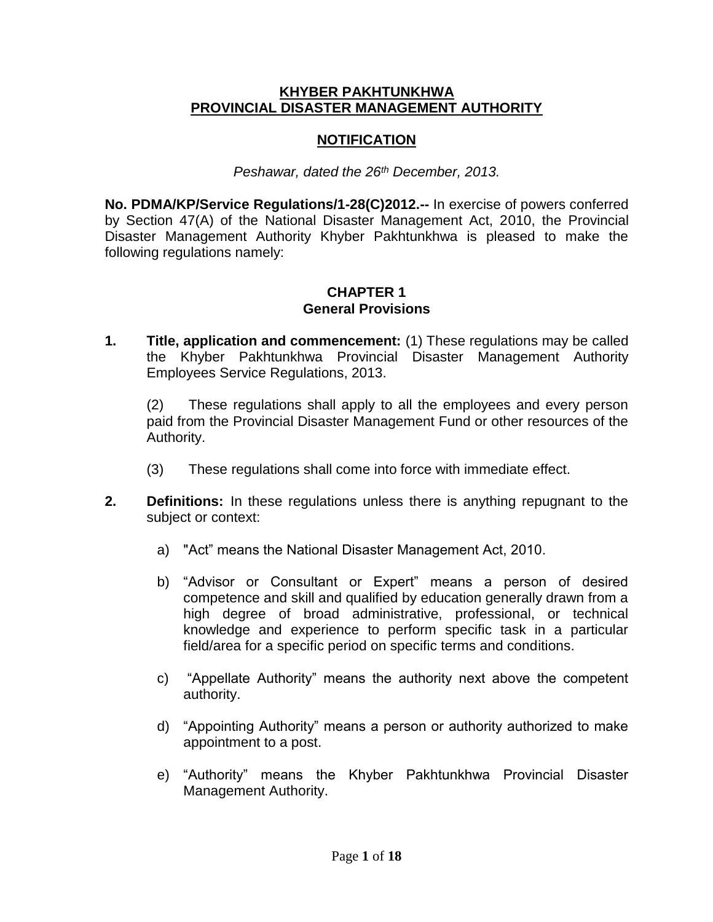**KHYBER PAKHTUNKHWA**
**PROVINCIAL DISASTER MANAGEMENT AUTHORITY**

## NOTIFICATION

*Peshawar, dated the 26th December, 2013.*

**No. PDMA/KP/Service Regulations/1-28(C)2012.--** In exercise of powers conferred by Section 47(A) of the National Disaster Management Act, 2010, the Provincial Disaster Management Authority Khyber Pakhtunkhwa is pleased to make the following regulations namely:

## CHAPTER 1
## General Provisions

**1. Title, application and commencement:** (1) These regulations may be called the Khyber Pakhtunkhwa Provincial Disaster Management Authority Employees Service Regulations, 2013.

(2) These regulations shall apply to all the employees and every person paid from the Provincial Disaster Management Fund or other resources of the Authority.

(3) These regulations shall come into force with immediate effect.

**2. Definitions:** In these regulations unless there is anything repugnant to the subject or context:

a) "Act" means the National Disaster Management Act, 2010.

b) "Advisor or Consultant or Expert" means a person of desired competence and skill and qualified by education generally drawn from a high degree of broad administrative, professional, or technical knowledge and experience to perform specific task in a particular field/area for a specific period on specific terms and conditions.

c) "Appellate Authority" means the authority next above the competent authority.

d) "Appointing Authority" means a person or authority authorized to make appointment to a post.

e) "Authority" means the Khyber Pakhtunkhwa Provincial Disaster Management Authority.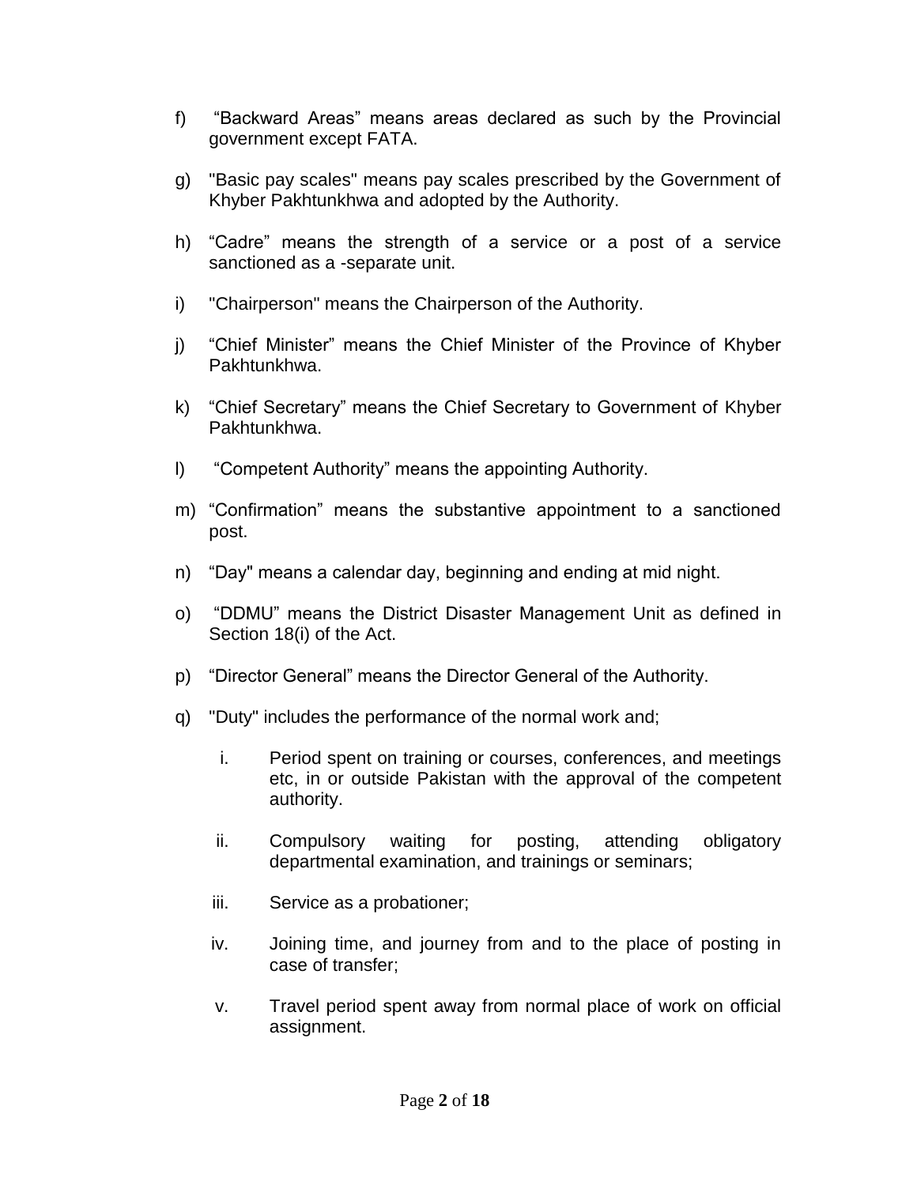f) “Backward Areas” means areas declared as such by the Provincial government except FATA.

g) "Basic pay scales" means pay scales prescribed by the Government of Khyber Pakhtunkhwa and adopted by the Authority.

h) “Cadre” means the strength of a service or a post of a service sanctioned as a -separate unit.

i) "Chairperson" means the Chairperson of the Authority.

j) “Chief Minister” means the Chief Minister of the Province of Khyber Pakhtunkhwa.

k) “Chief Secretary” means the Chief Secretary to Government of Khyber Pakhtunkhwa.

l) “Competent Authority” means the appointing Authority.

m) “Confirmation” means the substantive appointment to a sanctioned post.

n) “Day" means a calendar day, beginning and ending at mid night.

o) “DDMU” means the District Disaster Management Unit as defined in Section 18(i) of the Act.

p) “Director General” means the Director General of the Authority.

q) "Duty" includes the performance of the normal work and;

   i. Period spent on training or courses, conferences, and meetings etc, in or outside Pakistan with the approval of the competent authority.

   ii. Compulsory waiting for posting, attending obligatory departmental examination, and trainings or seminars;

   iii. Service as a probationer;

   iv. Joining time, and journey from and to the place of posting in case of transfer;

   v. Travel period spent away from normal place of work on official assignment.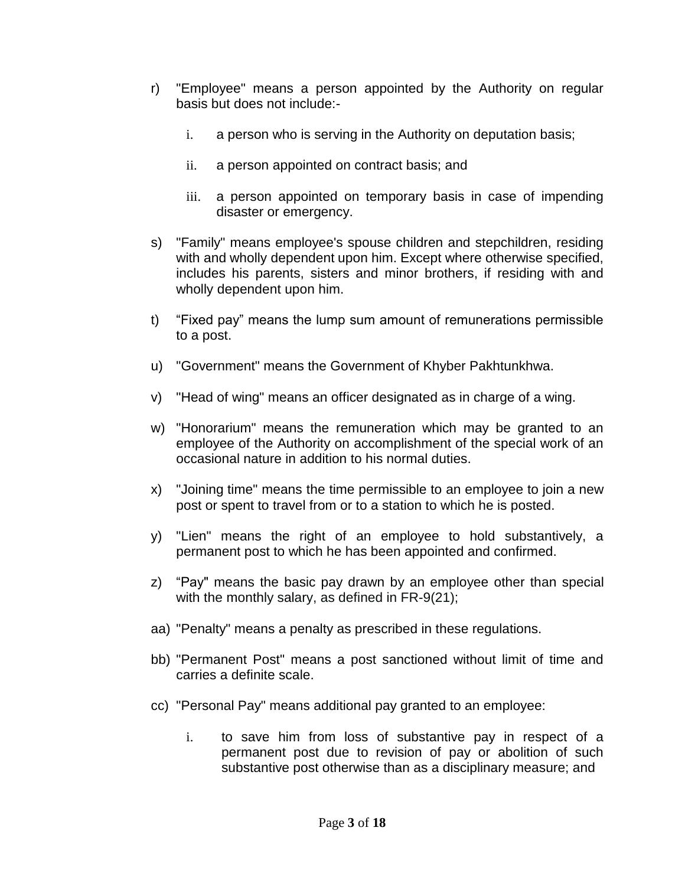r) "Employee" means a person appointed by the Authority on regular basis but does not include:-

    i. a person who is serving in the Authority on deputation basis;

    ii. a person appointed on contract basis; and

    iii. a person appointed on temporary basis in case of impending disaster or emergency.

s) "Family" means employee's spouse children and stepchildren, residing with and wholly dependent upon him. Except where otherwise specified, includes his parents, sisters and minor brothers, if residing with and wholly dependent upon him.

t) "Fixed pay" means the lump sum amount of remunerations permissible to a post.

u) "Government" means the Government of Khyber Pakhtunkhwa.

v) "Head of wing" means an officer designated as in charge of a wing.

w) "Honorarium" means the remuneration which may be granted to an employee of the Authority on accomplishment of the special work of an occasional nature in addition to his normal duties.

x) "Joining time" means the time permissible to an employee to join a new post or spent to travel from or to a station to which he is posted.

y) "Lien" means the right of an employee to hold substantively, a permanent post to which he has been appointed and confirmed.

z) "Pay" means the basic pay drawn by an employee other than special with the monthly salary, as defined in FR-9(21);

aa) "Penalty" means a penalty as prescribed in these regulations.

bb) "Permanent Post" means a post sanctioned without limit of time and carries a definite scale.

cc) "Personal Pay" means additional pay granted to an employee:

    i. to save him from loss of substantive pay in respect of a permanent post due to revision of pay or abolition of such substantive post otherwise than as a disciplinary measure; and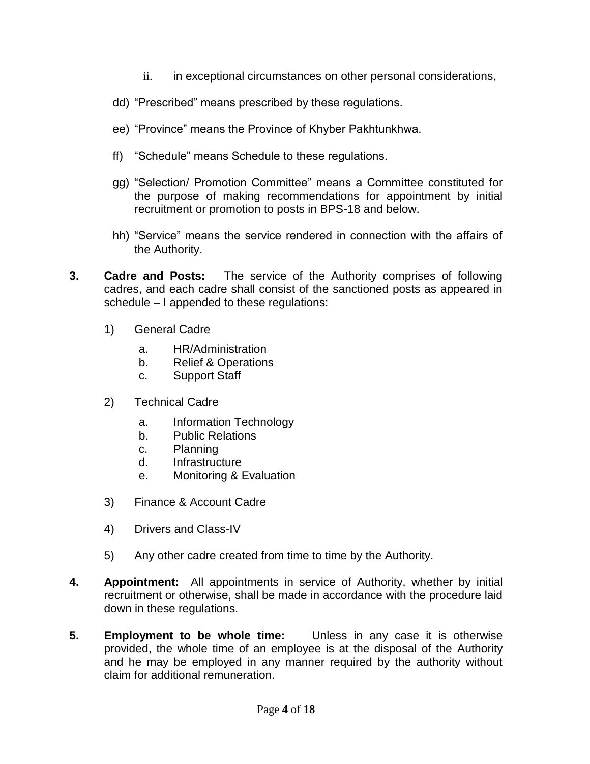ii. in exceptional circumstances on other personal considerations,

dd) "Prescribed" means prescribed by these regulations.

ee) "Province" means the Province of Khyber Pakhtunkhwa.

ff) "Schedule" means Schedule to these regulations.

gg) "Selection/ Promotion Committee" means a Committee constituted for the purpose of making recommendations for appointment by initial recruitment or promotion to posts in BPS-18 and below.

hh) "Service" means the service rendered in connection with the affairs of the Authority.

**3. Cadre and Posts:** The service of the Authority comprises of following cadres, and each cadre shall consist of the sanctioned posts as appeared in schedule – I appended to these regulations:

1) General Cadre
   a. HR/Administration
   b. Relief & Operations
   c. Support Staff

2) Technical Cadre
   a. Information Technology
   b. Public Relations
   c. Planning
   d. Infrastructure
   e. Monitoring & Evaluation

3) Finance & Account Cadre

4) Drivers and Class-IV

5) Any other cadre created from time to time by the Authority.

**4. Appointment:** All appointments in service of Authority, whether by initial recruitment or otherwise, shall be made in accordance with the procedure laid down in these regulations.

**5. Employment to be whole time:** Unless in any case it is otherwise provided, the whole time of an employee is at the disposal of the Authority and he may be employed in any manner required by the authority without claim for additional remuneration.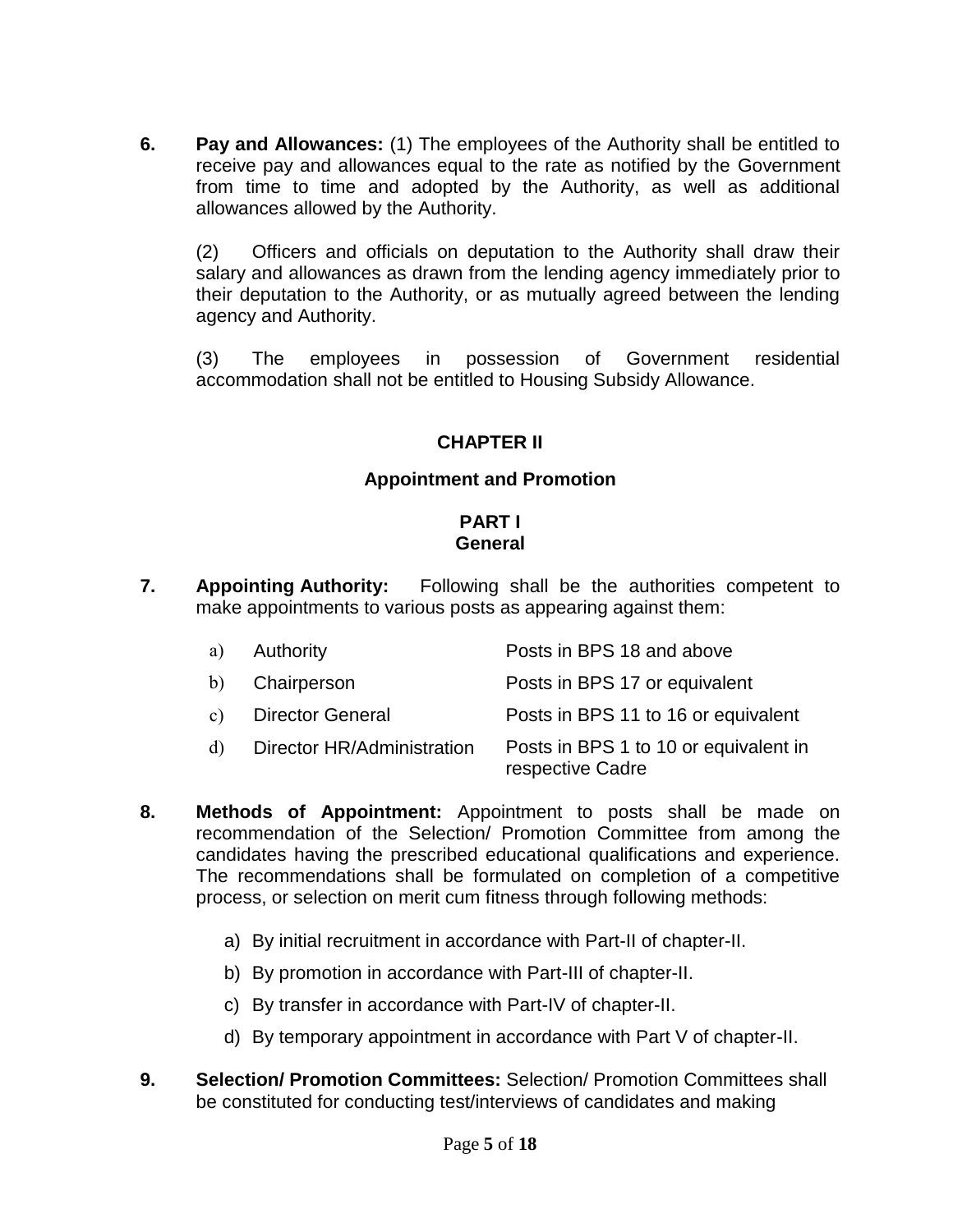**6. Pay and Allowances:** (1) The employees of the Authority shall be entitled to receive pay and allowances equal to the rate as notified by the Government from time to time and adopted by the Authority, as well as additional allowances allowed by the Authority.

(2) Officers and officials on deputation to the Authority shall draw their salary and allowances as drawn from the lending agency immediately prior to their deputation to the Authority, or as mutually agreed between the lending agency and Authority.

(3) The employees in possession of Government residential accommodation shall not be entitled to Housing Subsidy Allowance.

## CHAPTER II

## Appointment and Promotion

### PART I
### General

**7. Appointing Authority:** Following shall be the authorities competent to make appointments to various posts as appearing against them:

| | | |
|---|---|---|
| a) | Authority | Posts in BPS 18 and above |
| b) | Chairperson | Posts in BPS 17 or equivalent |
| c) | Director General | Posts in BPS 11 to 16 or equivalent |
| d) | Director HR/Administration | Posts in BPS 1 to 10 or equivalent in respective Cadre |

**8. Methods of Appointment:** Appointment to posts shall be made on recommendation of the Selection/ Promotion Committee from among the candidates having the prescribed educational qualifications and experience. The recommendations shall be formulated on completion of a competitive process, or selection on merit cum fitness through following methods:

a) By initial recruitment in accordance with Part-II of chapter-II.

b) By promotion in accordance with Part-III of chapter-II.

c) By transfer in accordance with Part-IV of chapter-II.

d) By temporary appointment in accordance with Part V of chapter-II.

**9. Selection/ Promotion Committees:** Selection/ Promotion Committees shall be constituted for conducting test/interviews of candidates and making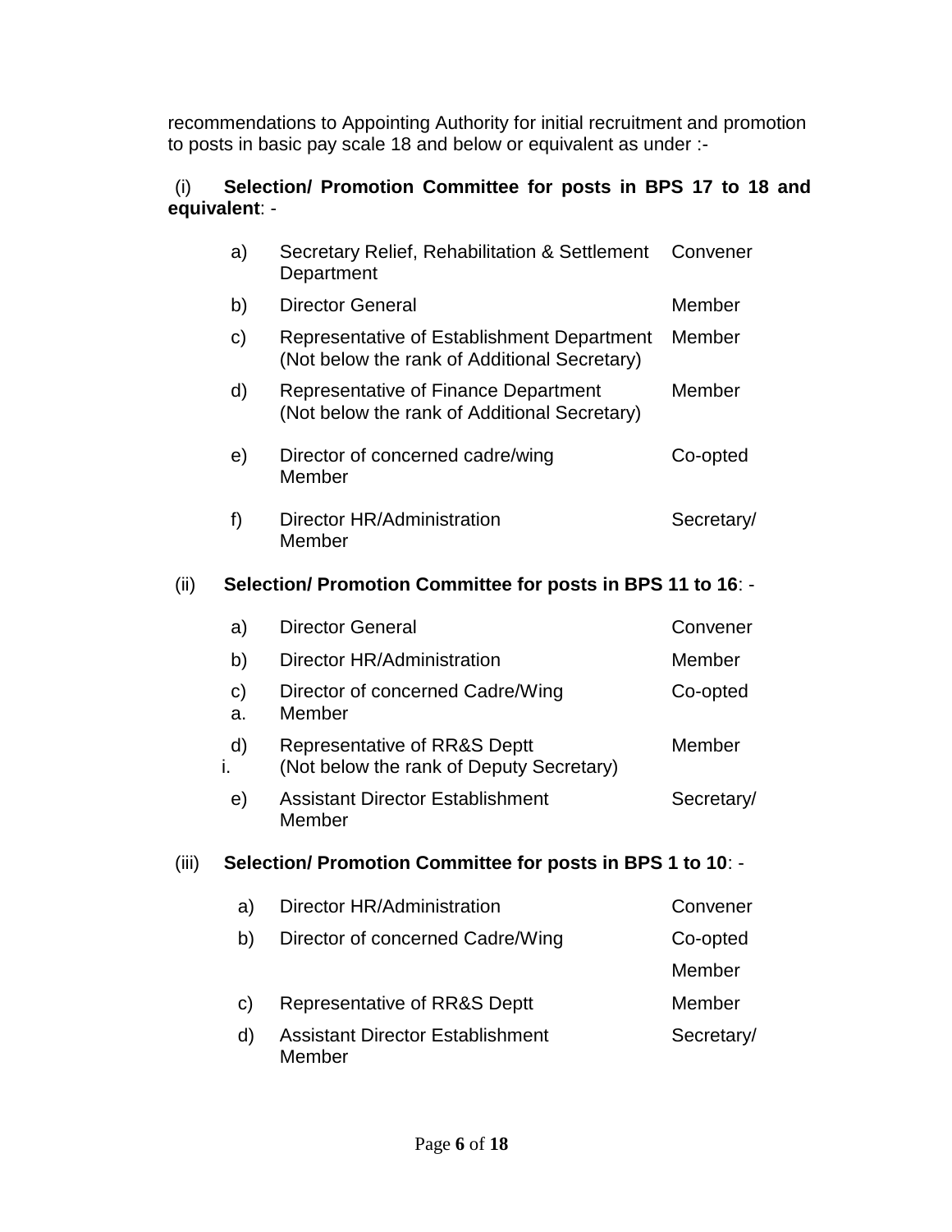recommendations to Appointing Authority for initial recruitment and promotion to posts in basic pay scale 18 and below or equivalent as under :-

(i) **Selection/ Promotion Committee for posts in BPS 17 to 18 and equivalent**: -

| | | |
|---|---|---|
| a) | Secretary Relief, Rehabilitation & Settlement Department | Convener |
| b) | Director General | Member |
| c) | Representative of Establishment Department (Not below the rank of Additional Secretary) | Member |
| d) | Representative of Finance Department (Not below the rank of Additional Secretary) | Member |
| e) | Director of concerned cadre/wing | Co-opted Member |
| f) | Director HR/Administration | Secretary/ Member |

(ii) **Selection/ Promotion Committee for posts in BPS 11 to 16**: -

| | | |
|---|---|---|
| a) | Director General | Convener |
| b) | Director HR/Administration | Member |
| c) | Director of concerned Cadre/Wing | Co-opted Member |
| d) | Representative of RR&S Deptt (Not below the rank of Deputy Secretary) | Member |
| e) | Assistant Director Establishment | Secretary/ Member |

(iii) **Selection/ Promotion Committee for posts in BPS 1 to 10**: -

| | | |
|---|---|---|
| a) | Director HR/Administration | Convener |
| b) | Director of concerned Cadre/Wing | Co-opted Member |
| c) | Representative of RR&S Deptt | Member |
| d) | Assistant Director Establishment | Secretary/ Member |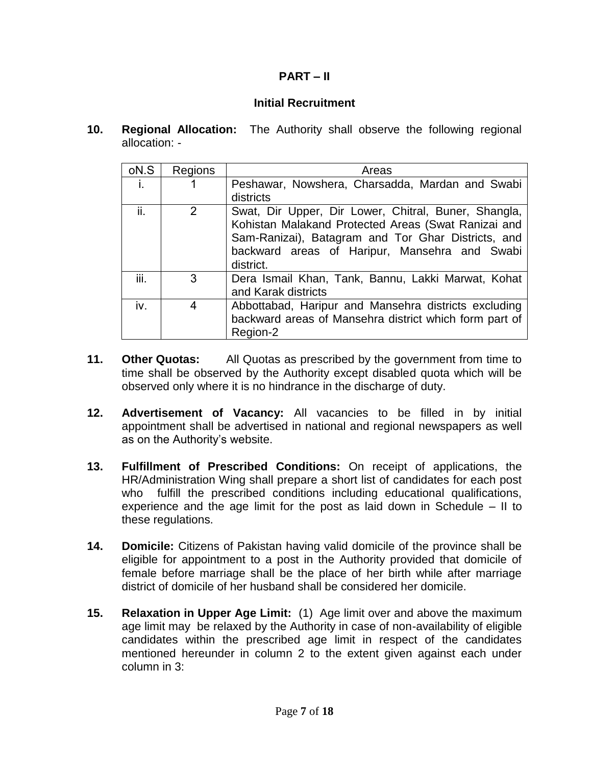## PART – II

### Initial Recruitment

**10. Regional Allocation:** The Authority shall observe the following regional allocation: -

| oN.S | Regions | Areas |
|---|---|---|
| i. | 1 | Peshawar, Nowshera, Charsadda, Mardan and Swabi districts |
| ii. | 2 | Swat, Dir Upper, Dir Lower, Chitral, Buner, Shangla, Kohistan Malakand Protected Areas (Swat Ranizai and Sam-Ranizai), Batagram and Tor Ghar Districts, and backward areas of Haripur, Mansehra and Swabi district. |
| iii. | 3 | Dera Ismail Khan, Tank, Bannu, Lakki Marwat, Kohat and Karak districts |
| iv. | 4 | Abbottabad, Haripur and Mansehra districts excluding backward areas of Mansehra district which form part of Region-2 |

**11. Other Quotas:** All Quotas as prescribed by the government from time to time shall be observed by the Authority except disabled quota which will be observed only where it is no hindrance in the discharge of duty.

**12. Advertisement of Vacancy:** All vacancies to be filled in by initial appointment shall be advertised in national and regional newspapers as well as on the Authority's website.

**13. Fulfillment of Prescribed Conditions:** On receipt of applications, the HR/Administration Wing shall prepare a short list of candidates for each post who fulfill the prescribed conditions including educational qualifications, experience and the age limit for the post as laid down in Schedule – II to these regulations.

**14. Domicile:** Citizens of Pakistan having valid domicile of the province shall be eligible for appointment to a post in the Authority provided that domicile of female before marriage shall be the place of her birth while after marriage district of domicile of her husband shall be considered her domicile.

**15. Relaxation in Upper Age Limit:** (1) Age limit over and above the maximum age limit may be relaxed by the Authority in case of non-availability of eligible candidates within the prescribed age limit in respect of the candidates mentioned hereunder in column 2 to the extent given against each under column in 3: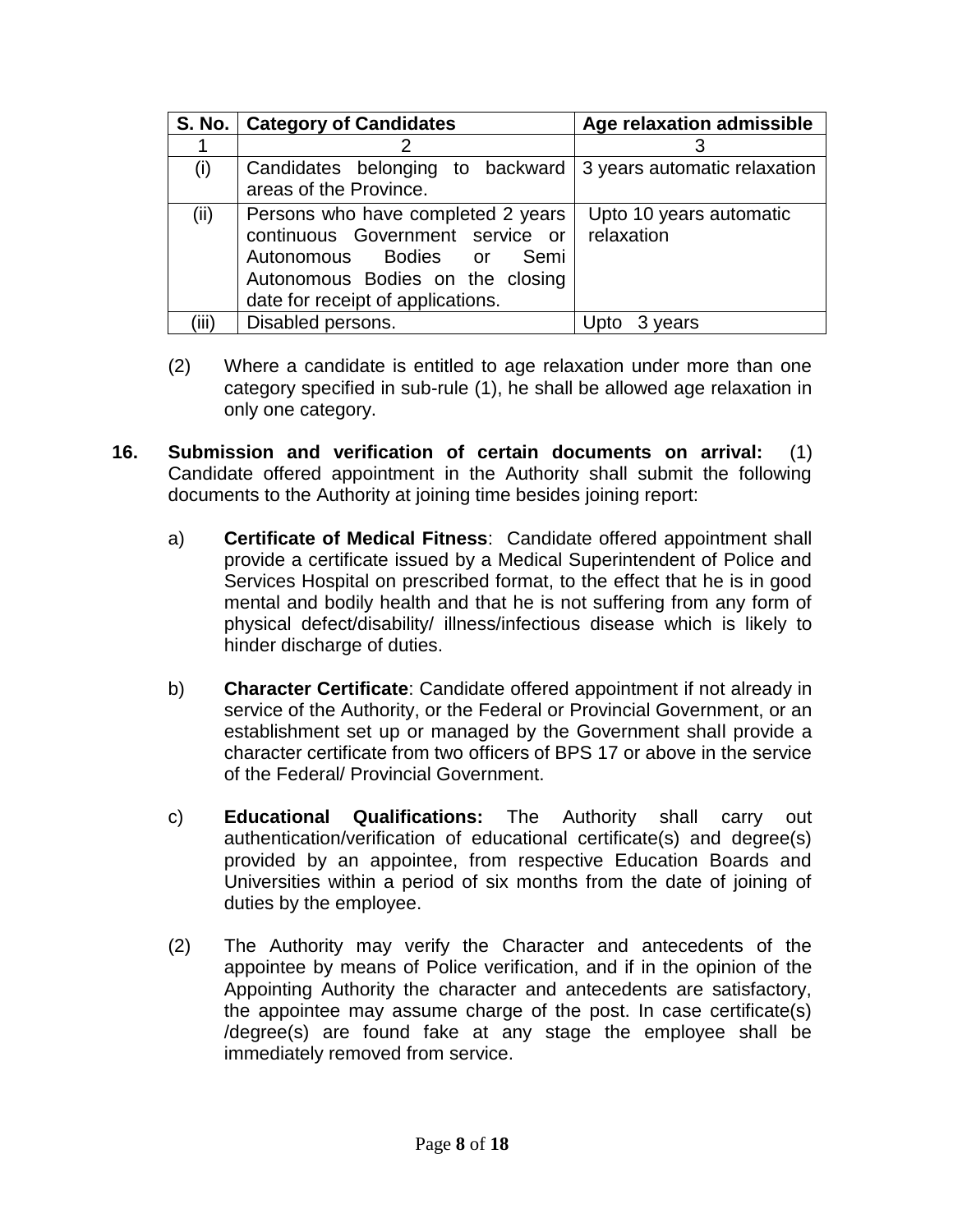| S. No. | Category of Candidates | Age relaxation admissible |
|---|---|---|
| 1 | 2 | 3 |
| (i) | Candidates belonging to backward areas of the Province. | 3 years automatic relaxation |
| (ii) | Persons who have completed 2 years continuous Government service or Autonomous Bodies or Semi Autonomous Bodies on the closing date for receipt of applications. | Upto 10 years automatic relaxation |
| (iii) | Disabled persons. | Upto 3 years |

(2) Where a candidate is entitled to age relaxation under more than one category specified in sub-rule (1), he shall be allowed age relaxation in only one category.

**16. Submission and verification of certain documents on arrival:** (1) Candidate offered appointment in the Authority shall submit the following documents to the Authority at joining time besides joining report:

a) **Certificate of Medical Fitness**: Candidate offered appointment shall provide a certificate issued by a Medical Superintendent of Police and Services Hospital on prescribed format, to the effect that he is in good mental and bodily health and that he is not suffering from any form of physical defect/disability/ illness/infectious disease which is likely to hinder discharge of duties.

b) **Character Certificate**: Candidate offered appointment if not already in service of the Authority, or the Federal or Provincial Government, or an establishment set up or managed by the Government shall provide a character certificate from two officers of BPS 17 or above in the service of the Federal/ Provincial Government.

c) **Educational Qualifications:** The Authority shall carry out authentication/verification of educational certificate(s) and degree(s) provided by an appointee, from respective Education Boards and Universities within a period of six months from the date of joining of duties by the employee.

(2) The Authority may verify the Character and antecedents of the appointee by means of Police verification, and if in the opinion of the Appointing Authority the character and antecedents are satisfactory, the appointee may assume charge of the post. In case certificate(s) /degree(s) are found fake at any stage the employee shall be immediately removed from service.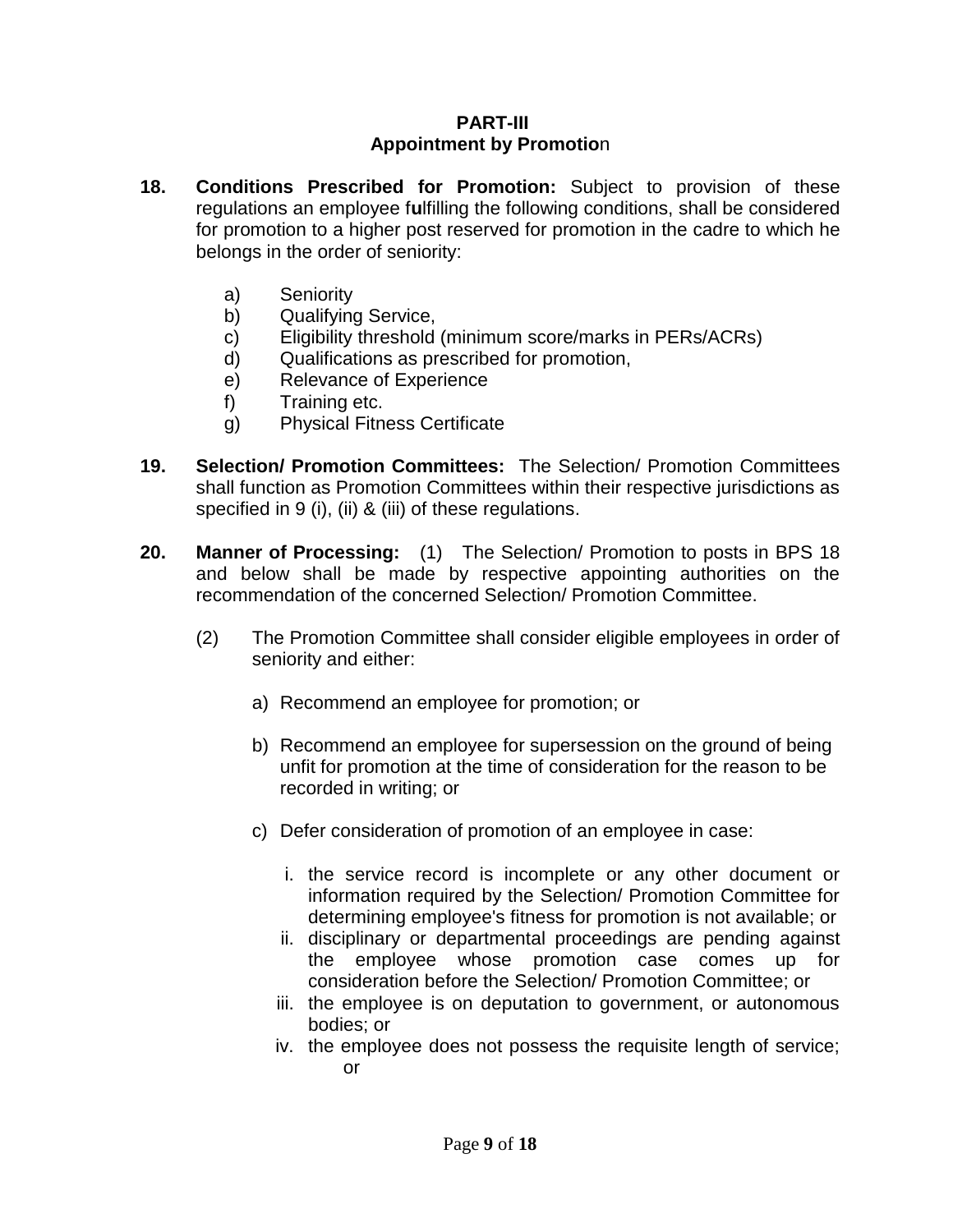**PART-III**
**Appointment by Promotion**

**18. Conditions Prescribed for Promotion:** Subject to provision of these regulations an employee fulfilling the following conditions, shall be considered for promotion to a higher post reserved for promotion in the cadre to which he belongs in the order of seniority:

a) Seniority
b) Qualifying Service,
c) Eligibility threshold (minimum score/marks in PERs/ACRs)
d) Qualifications as prescribed for promotion,
e) Relevance of Experience
f) Training etc.
g) Physical Fitness Certificate

**19. Selection/ Promotion Committees:** The Selection/ Promotion Committees shall function as Promotion Committees within their respective jurisdictions as specified in 9 (i), (ii) & (iii) of these regulations.

**20. Manner of Processing:** (1) The Selection/ Promotion to posts in BPS 18 and below shall be made by respective appointing authorities on the recommendation of the concerned Selection/ Promotion Committee.

(2) The Promotion Committee shall consider eligible employees in order of seniority and either:

a) Recommend an employee for promotion; or

b) Recommend an employee for supersession on the ground of being unfit for promotion at the time of consideration for the reason to be recorded in writing; or

c) Defer consideration of promotion of an employee in case:

i. the service record is incomplete or any other document or information required by the Selection/ Promotion Committee for determining employee's fitness for promotion is not available; or
ii. disciplinary or departmental proceedings are pending against the employee whose promotion case comes up for consideration before the Selection/ Promotion Committee; or
iii. the employee is on deputation to government, or autonomous bodies; or
iv. the employee does not possess the requisite length of service; or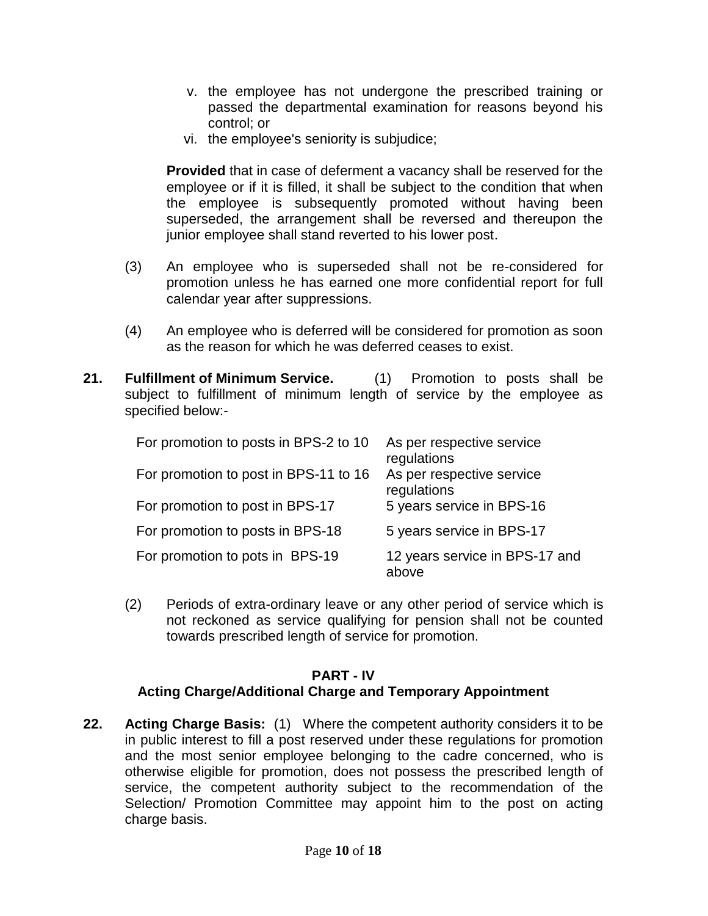v. the employee has not undergone the prescribed training or passed the departmental examination for reasons beyond his control; or
vi. the employee's seniority is subjudice;

**Provided** that in case of deferment a vacancy shall be reserved for the employee or if it is filled, it shall be subject to the condition that when the employee is subsequently promoted without having been superseded, the arrangement shall be reversed and thereupon the junior employee shall stand reverted to his lower post.

(3) An employee who is superseded shall not be re-considered for promotion unless he has earned one more confidential report for full calendar year after suppressions.

(4) An employee who is deferred will be considered for promotion as soon as the reason for which he was deferred ceases to exist.

**21. Fulfillment of Minimum Service.** (1) Promotion to posts shall be subject to fulfillment of minimum length of service by the employee as specified below:-

| | |
|---|---|
| For promotion to posts in BPS-2 to 10 | As per respective service regulations |
| For promotion to post in BPS-11 to 16 | As per respective service regulations |
| For promotion to post in BPS-17 | 5 years service in BPS-16 |
| For promotion to posts in BPS-18 | 5 years service in BPS-17 |
| For promotion to pots in BPS-19 | 12 years service in BPS-17 and above |

(2) Periods of extra-ordinary leave or any other period of service which is not reckoned as service qualifying for pension shall not be counted towards prescribed length of service for promotion.

## PART - IV
## Acting Charge/Additional Charge and Temporary Appointment

**22. Acting Charge Basis:** (1) Where the competent authority considers it to be in public interest to fill a post reserved under these regulations for promotion and the most senior employee belonging to the cadre concerned, who is otherwise eligible for promotion, does not possess the prescribed length of service, the competent authority subject to the recommendation of the Selection/ Promotion Committee may appoint him to the post on acting charge basis.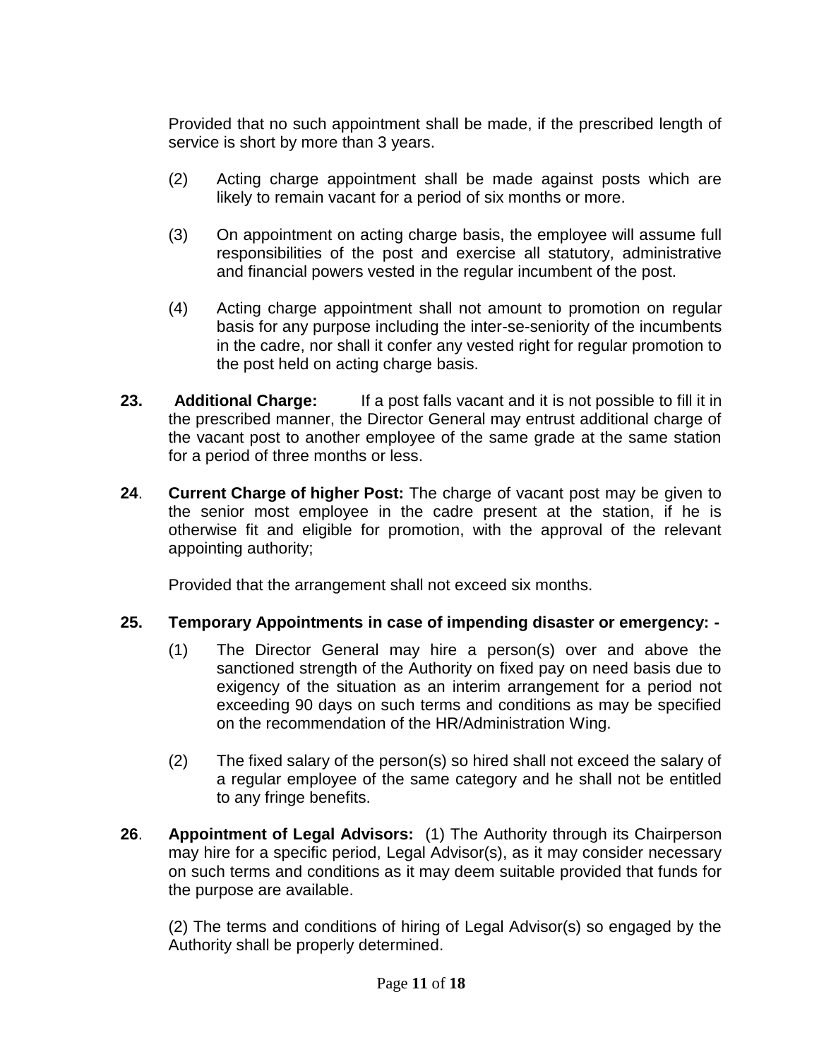Provided that no such appointment shall be made, if the prescribed length of service is short by more than 3 years.

(2) Acting charge appointment shall be made against posts which are likely to remain vacant for a period of six months or more.

(3) On appointment on acting charge basis, the employee will assume full responsibilities of the post and exercise all statutory, administrative and financial powers vested in the regular incumbent of the post.

(4) Acting charge appointment shall not amount to promotion on regular basis for any purpose including the inter-se-seniority of the incumbents in the cadre, nor shall it confer any vested right for regular promotion to the post held on acting charge basis.

**23. Additional Charge:** If a post falls vacant and it is not possible to fill it in the prescribed manner, the Director General may entrust additional charge of the vacant post to another employee of the same grade at the same station for a period of three months or less.

**24**. **Current Charge of higher Post:** The charge of vacant post may be given to the senior most employee in the cadre present at the station, if he is otherwise fit and eligible for promotion, with the approval of the relevant appointing authority;

Provided that the arrangement shall not exceed six months.

**25. Temporary Appointments in case of impending disaster or emergency: -**

(1) The Director General may hire a person(s) over and above the sanctioned strength of the Authority on fixed pay on need basis due to exigency of the situation as an interim arrangement for a period not exceeding 90 days on such terms and conditions as may be specified on the recommendation of the HR/Administration Wing.

(2) The fixed salary of the person(s) so hired shall not exceed the salary of a regular employee of the same category and he shall not be entitled to any fringe benefits.

**26**. **Appointment of Legal Advisors:** (1) The Authority through its Chairperson may hire for a specific period, Legal Advisor(s), as it may consider necessary on such terms and conditions as it may deem suitable provided that funds for the purpose are available.

(2) The terms and conditions of hiring of Legal Advisor(s) so engaged by the Authority shall be properly determined.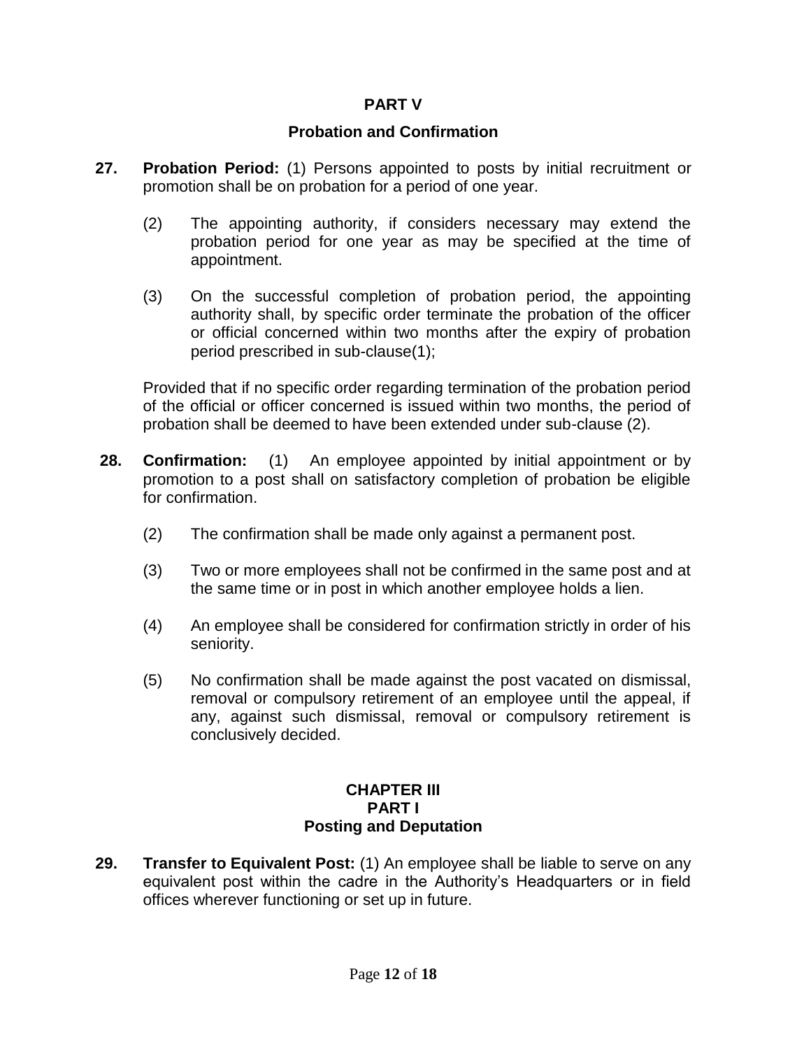## PART V

### Probation and Confirmation

**27. Probation Period:** (1) Persons appointed to posts by initial recruitment or promotion shall be on probation for a period of one year.

(2) The appointing authority, if considers necessary may extend the probation period for one year as may be specified at the time of appointment.

(3) On the successful completion of probation period, the appointing authority shall, by specific order terminate the probation of the officer or official concerned within two months after the expiry of probation period prescribed in sub-clause(1);

Provided that if no specific order regarding termination of the probation period of the official or officer concerned is issued within two months, the period of probation shall be deemed to have been extended under sub-clause (2).

**28. Confirmation:** (1) An employee appointed by initial appointment or by promotion to a post shall on satisfactory completion of probation be eligible for confirmation.

(2) The confirmation shall be made only against a permanent post.

(3) Two or more employees shall not be confirmed in the same post and at the same time or in post in which another employee holds a lien.

(4) An employee shall be considered for confirmation strictly in order of his seniority.

(5) No confirmation shall be made against the post vacated on dismissal, removal or compulsory retirement of an employee until the appeal, if any, against such dismissal, removal or compulsory retirement is conclusively decided.

## CHAPTER III
## PART I
### Posting and Deputation

**29. Transfer to Equivalent Post:** (1) An employee shall be liable to serve on any equivalent post within the cadre in the Authority's Headquarters or in field offices wherever functioning or set up in future.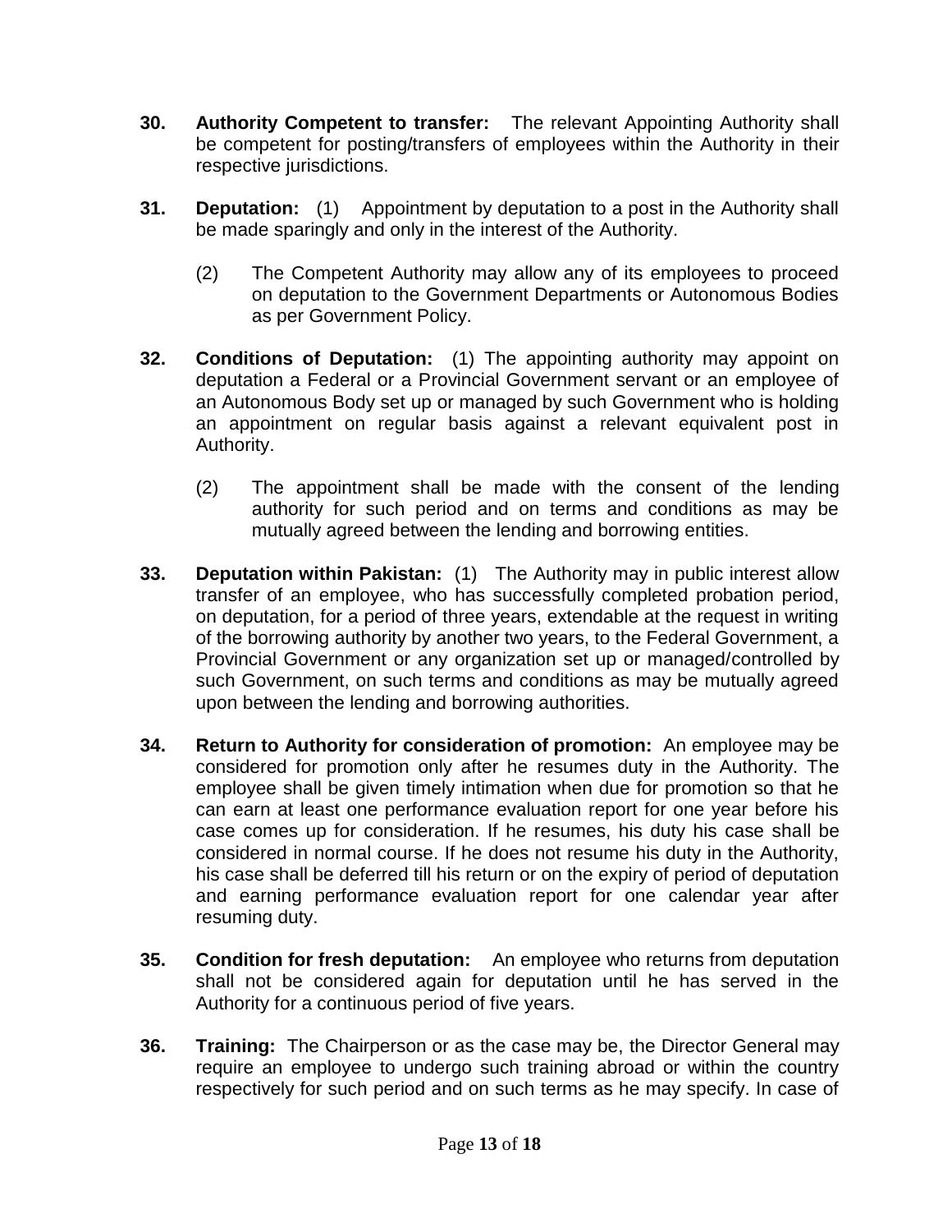**30. Authority Competent to transfer:** The relevant Appointing Authority shall be competent for posting/transfers of employees within the Authority in their respective jurisdictions.

**31. Deputation:** (1) Appointment by deputation to a post in the Authority shall be made sparingly and only in the interest of the Authority.

(2) The Competent Authority may allow any of its employees to proceed on deputation to the Government Departments or Autonomous Bodies as per Government Policy.

**32. Conditions of Deputation:** (1) The appointing authority may appoint on deputation a Federal or a Provincial Government servant or an employee of an Autonomous Body set up or managed by such Government who is holding an appointment on regular basis against a relevant equivalent post in Authority.

(2) The appointment shall be made with the consent of the lending authority for such period and on terms and conditions as may be mutually agreed between the lending and borrowing entities.

**33. Deputation within Pakistan:** (1) The Authority may in public interest allow transfer of an employee, who has successfully completed probation period, on deputation, for a period of three years, extendable at the request in writing of the borrowing authority by another two years, to the Federal Government, a Provincial Government or any organization set up or managed/controlled by such Government, on such terms and conditions as may be mutually agreed upon between the lending and borrowing authorities.

**34. Return to Authority for consideration of promotion:** An employee may be considered for promotion only after he resumes duty in the Authority. The employee shall be given timely intimation when due for promotion so that he can earn at least one performance evaluation report for one year before his case comes up for consideration. If he resumes, his duty his case shall be considered in normal course. If he does not resume his duty in the Authority, his case shall be deferred till his return or on the expiry of period of deputation and earning performance evaluation report for one calendar year after resuming duty.

**35. Condition for fresh deputation:** An employee who returns from deputation shall not be considered again for deputation until he has served in the Authority for a continuous period of five years.

**36. Training:** The Chairperson or as the case may be, the Director General may require an employee to undergo such training abroad or within the country respectively for such period and on such terms as he may specify. In case of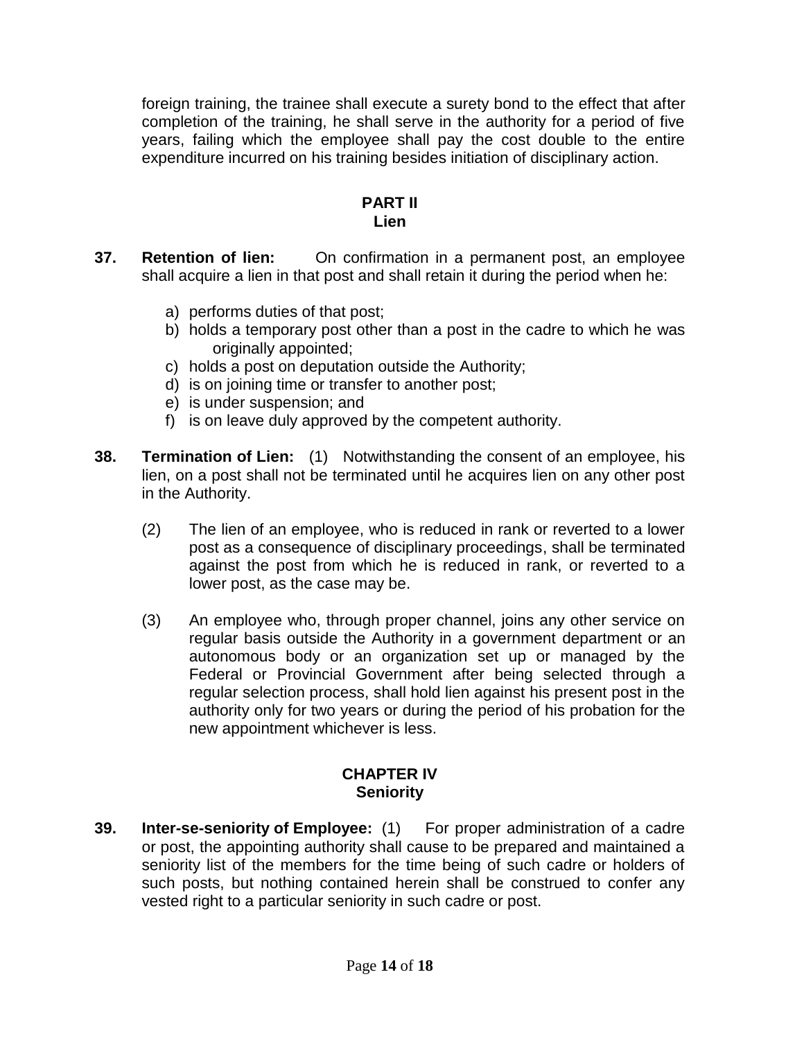foreign training, the trainee shall execute a surety bond to the effect that after completion of the training, he shall serve in the authority for a period of five years, failing which the employee shall pay the cost double to the entire expenditure incurred on his training besides initiation of disciplinary action.

## PART II
## Lien

**37. Retention of lien:** On confirmation in a permanent post, an employee shall acquire a lien in that post and shall retain it during the period when he:

a) performs duties of that post;
b) holds a temporary post other than a post in the cadre to which he was originally appointed;
c) holds a post on deputation outside the Authority;
d) is on joining time or transfer to another post;
e) is under suspension; and
f) is on leave duly approved by the competent authority.

**38. Termination of Lien:** (1) Notwithstanding the consent of an employee, his lien, on a post shall not be terminated until he acquires lien on any other post in the Authority.

(2) The lien of an employee, who is reduced in rank or reverted to a lower post as a consequence of disciplinary proceedings, shall be terminated against the post from which he is reduced in rank, or reverted to a lower post, as the case may be.

(3) An employee who, through proper channel, joins any other service on regular basis outside the Authority in a government department or an autonomous body or an organization set up or managed by the Federal or Provincial Government after being selected through a regular selection process, shall hold lien against his present post in the authority only for two years or during the period of his probation for the new appointment whichever is less.

## CHAPTER IV
## Seniority

**39. Inter-se-seniority of Employee:** (1) For proper administration of a cadre or post, the appointing authority shall cause to be prepared and maintained a seniority list of the members for the time being of such cadre or holders of such posts, but nothing contained herein shall be construed to confer any vested right to a particular seniority in such cadre or post.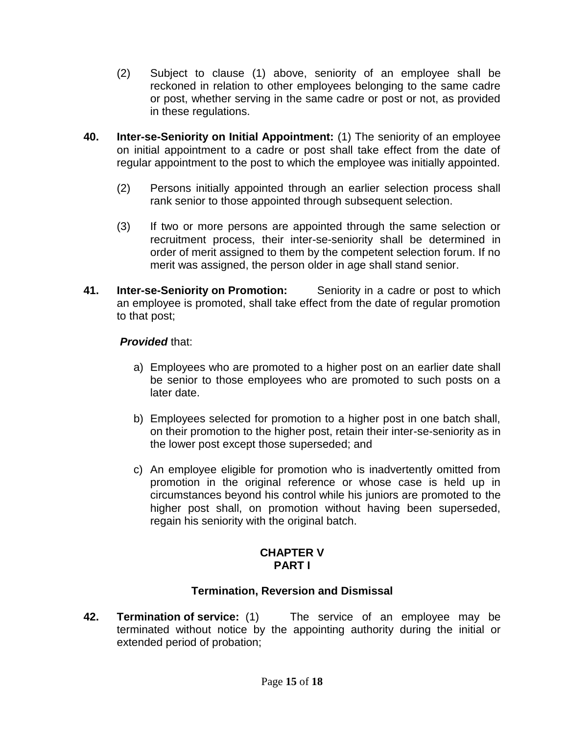(2) Subject to clause (1) above, seniority of an employee shall be reckoned in relation to other employees belonging to the same cadre or post, whether serving in the same cadre or post or not, as provided in these regulations.

**40. Inter-se-Seniority on Initial Appointment:** (1) The seniority of an employee on initial appointment to a cadre or post shall take effect from the date of regular appointment to the post to which the employee was initially appointed.

(2) Persons initially appointed through an earlier selection process shall rank senior to those appointed through subsequent selection.

(3) If two or more persons are appointed through the same selection or recruitment process, their inter-se-seniority shall be determined in order of merit assigned to them by the competent selection forum. If no merit was assigned, the person older in age shall stand senior.

**41. Inter-se-Seniority on Promotion:** Seniority in a cadre or post to which an employee is promoted, shall take effect from the date of regular promotion to that post;

***Provided*** that:

a) Employees who are promoted to a higher post on an earlier date shall be senior to those employees who are promoted to such posts on a later date.

b) Employees selected for promotion to a higher post in one batch shall, on their promotion to the higher post, retain their inter-se-seniority as in the lower post except those superseded; and

c) An employee eligible for promotion who is inadvertently omitted from promotion in the original reference or whose case is held up in circumstances beyond his control while his juniors are promoted to the higher post shall, on promotion without having been superseded, regain his seniority with the original batch.

## CHAPTER V
## PART I

### Termination, Reversion and Dismissal

**42. Termination of service:** (1) The service of an employee may be terminated without notice by the appointing authority during the initial or extended period of probation;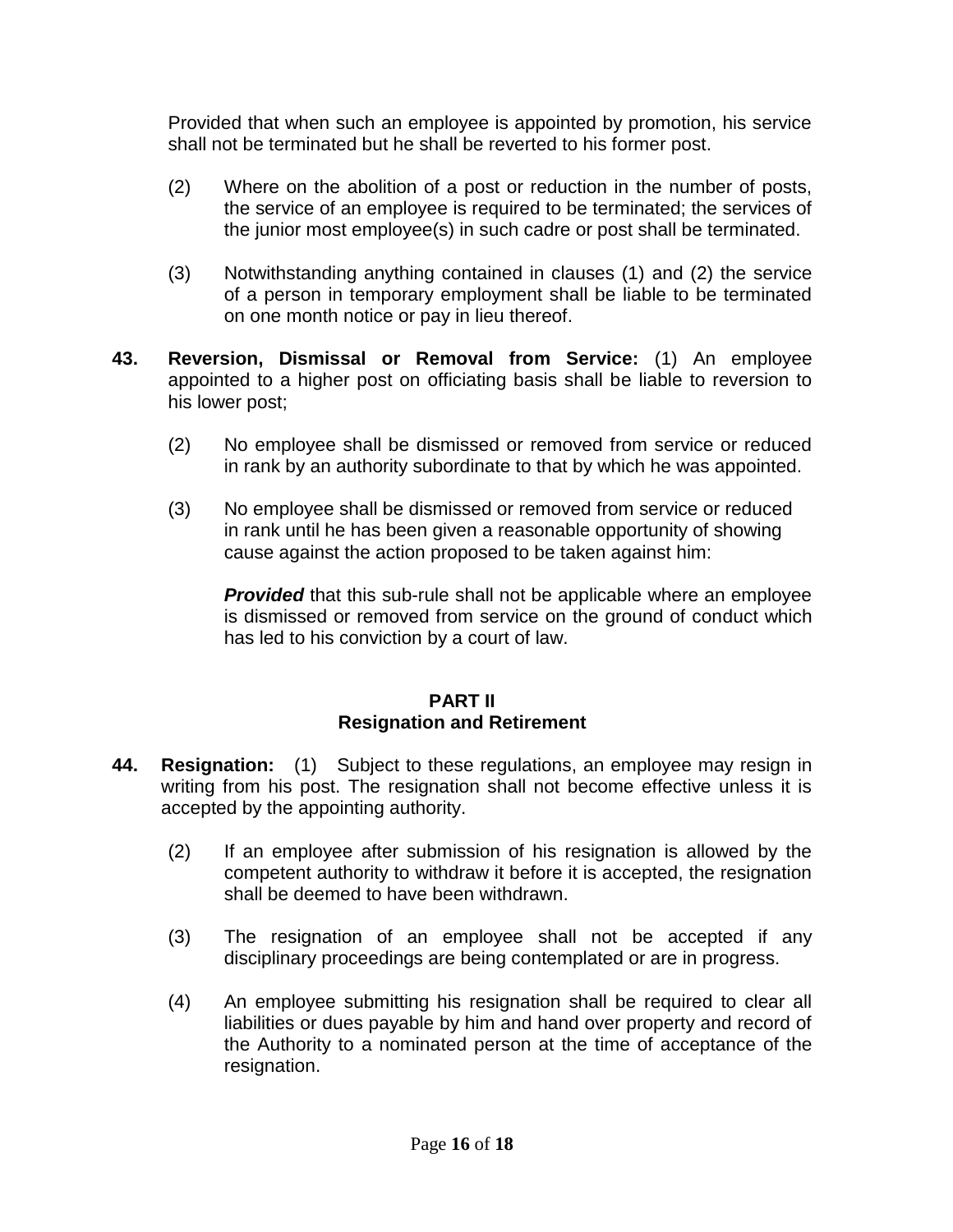Provided that when such an employee is appointed by promotion, his service shall not be terminated but he shall be reverted to his former post.

(2) Where on the abolition of a post or reduction in the number of posts, the service of an employee is required to be terminated; the services of the junior most employee(s) in such cadre or post shall be terminated.

(3) Notwithstanding anything contained in clauses (1) and (2) the service of a person in temporary employment shall be liable to be terminated on one month notice or pay in lieu thereof.

**43. Reversion, Dismissal or Removal from Service:** (1) An employee appointed to a higher post on officiating basis shall be liable to reversion to his lower post;

(2) No employee shall be dismissed or removed from service or reduced in rank by an authority subordinate to that by which he was appointed.

(3) No employee shall be dismissed or removed from service or reduced in rank until he has been given a reasonable opportunity of showing cause against the action proposed to be taken against him:

***Provided*** that this sub-rule shall not be applicable where an employee is dismissed or removed from service on the ground of conduct which has led to his conviction by a court of law.

## PART II
## Resignation and Retirement

**44. Resignation:** (1) Subject to these regulations, an employee may resign in writing from his post. The resignation shall not become effective unless it is accepted by the appointing authority.

(2) If an employee after submission of his resignation is allowed by the competent authority to withdraw it before it is accepted, the resignation shall be deemed to have been withdrawn.

(3) The resignation of an employee shall not be accepted if any disciplinary proceedings are being contemplated or are in progress.

(4) An employee submitting his resignation shall be required to clear all liabilities or dues payable by him and hand over property and record of the Authority to a nominated person at the time of acceptance of the resignation.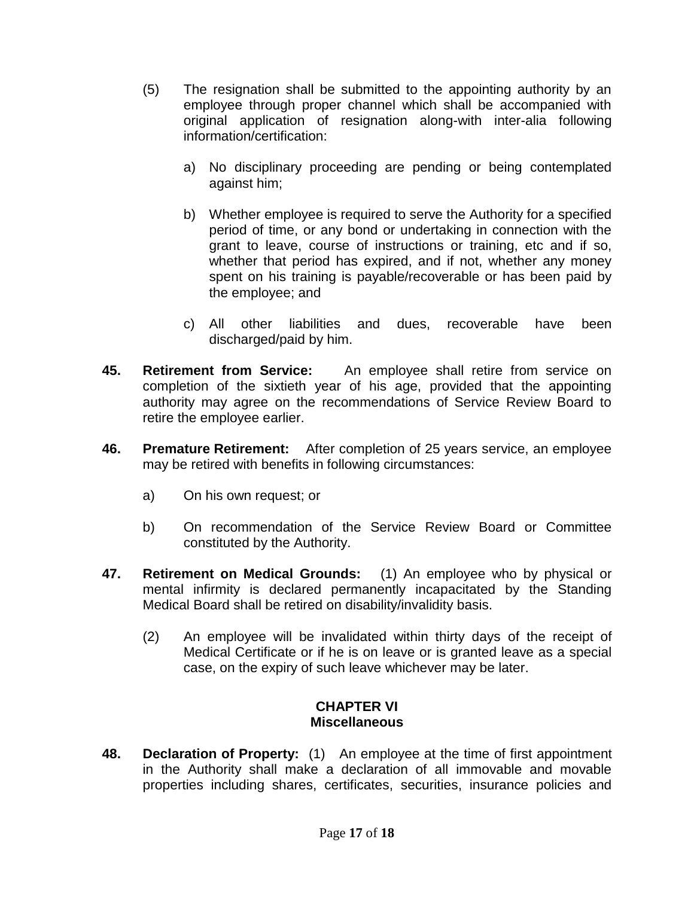(5) The resignation shall be submitted to the appointing authority by an employee through proper channel which shall be accompanied with original application of resignation along-with inter-alia following information/certification:

   a) No disciplinary proceeding are pending or being contemplated against him;

   b) Whether employee is required to serve the Authority for a specified period of time, or any bond or undertaking in connection with the grant to leave, course of instructions or training, etc and if so, whether that period has expired, and if not, whether any money spent on his training is payable/recoverable or has been paid by the employee; and

   c) All other liabilities and dues, recoverable have been discharged/paid by him.

**45. Retirement from Service:** An employee shall retire from service on completion of the sixtieth year of his age, provided that the appointing authority may agree on the recommendations of Service Review Board to retire the employee earlier.

**46. Premature Retirement:** After completion of 25 years service, an employee may be retired with benefits in following circumstances:

   a) On his own request; or

   b) On recommendation of the Service Review Board or Committee constituted by the Authority.

**47. Retirement on Medical Grounds:** (1) An employee who by physical or mental infirmity is declared permanently incapacitated by the Standing Medical Board shall be retired on disability/invalidity basis.

(2) An employee will be invalidated within thirty days of the receipt of Medical Certificate or if he is on leave or is granted leave as a special case, on the expiry of such leave whichever may be later.

## CHAPTER VI
## Miscellaneous

**48. Declaration of Property:** (1) An employee at the time of first appointment in the Authority shall make a declaration of all immovable and movable properties including shares, certificates, securities, insurance policies and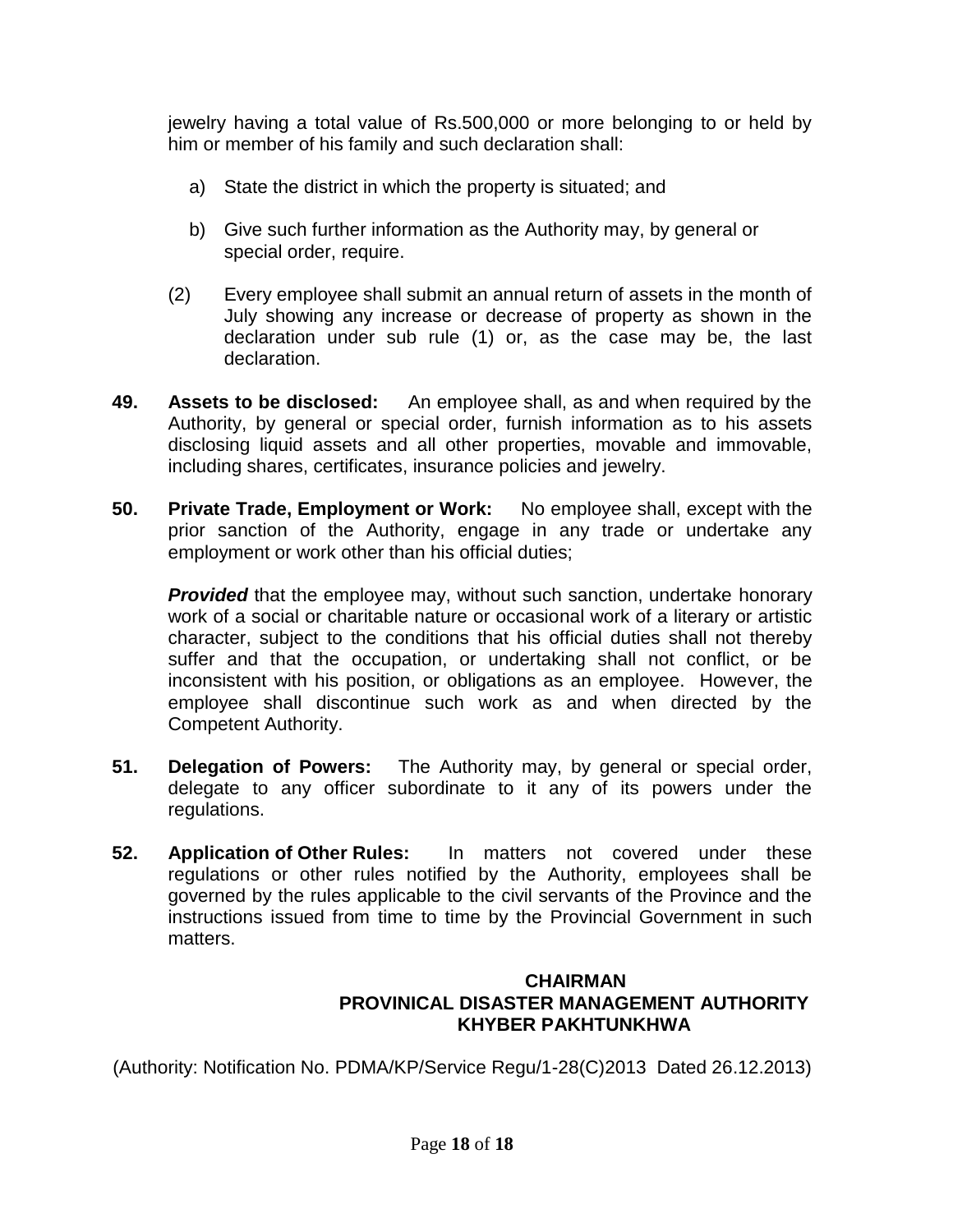jewelry having a total value of Rs.500,000 or more belonging to or held by him or member of his family and such declaration shall:

a) State the district in which the property is situated; and

b) Give such further information as the Authority may, by general or special order, require.

(2) Every employee shall submit an annual return of assets in the month of July showing any increase or decrease of property as shown in the declaration under sub rule (1) or, as the case may be, the last declaration.

**49. Assets to be disclosed:** An employee shall, as and when required by the Authority, by general or special order, furnish information as to his assets disclosing liquid assets and all other properties, movable and immovable, including shares, certificates, insurance policies and jewelry.

**50. Private Trade, Employment or Work:** No employee shall, except with the prior sanction of the Authority, engage in any trade or undertake any employment or work other than his official duties;

***Provided*** that the employee may, without such sanction, undertake honorary work of a social or charitable nature or occasional work of a literary or artistic character, subject to the conditions that his official duties shall not thereby suffer and that the occupation, or undertaking shall not conflict, or be inconsistent with his position, or obligations as an employee. However, the employee shall discontinue such work as and when directed by the Competent Authority.

**51. Delegation of Powers:** The Authority may, by general or special order, delegate to any officer subordinate to it any of its powers under the regulations.

**52. Application of Other Rules:** In matters not covered under these regulations or other rules notified by the Authority, employees shall be governed by the rules applicable to the civil servants of the Province and the instructions issued from time to time by the Provincial Government in such matters.

**CHAIRMAN**
**PROVINICAL DISASTER MANAGEMENT AUTHORITY**
**KHYBER PAKHTUNKHWA**

(Authority: Notification No. PDMA/KP/Service Regu/1-28(C)2013 Dated 26.12.2013)